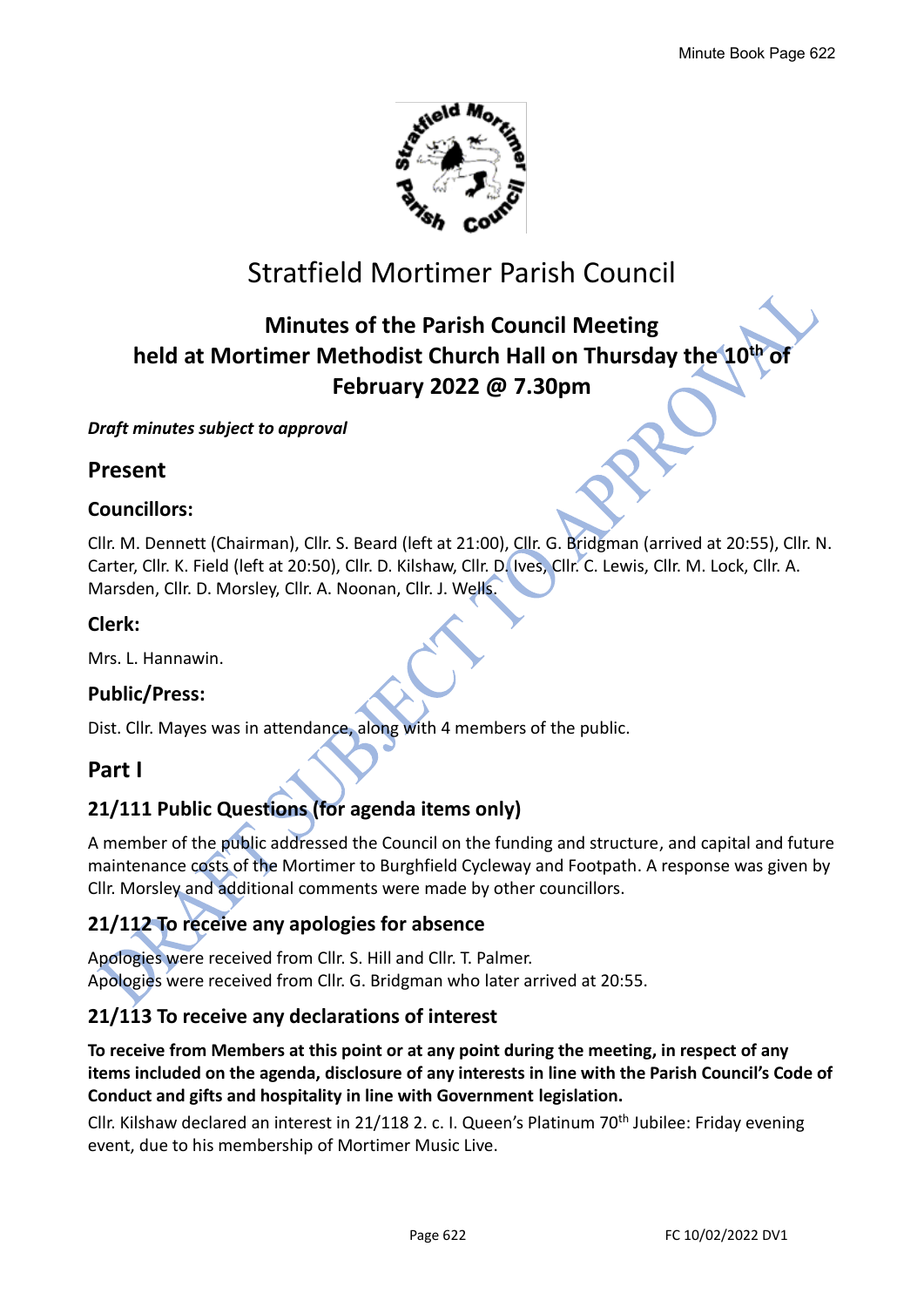# Stratfield Mortimer Parish Council

## Minutes of the Parish Council Meeting held at Mortimer Methodist Church Hall on Thursday the 10th of February 2022 @ 7.30pm

***Draft minutes subject to approval***

## Present

### Councillors:

Cllr. M. Dennett (Chairman), Cllr. S. Beard (left at 21:00), Cllr. G. Bridgman (arrived at 20:55), Cllr. N. Carter, Cllr. K. Field (left at 20:50), Cllr. D. Kilshaw, Cllr. D. Ives, Cllr. C. Lewis, Cllr. M. Lock, Cllr. A. Marsden, Cllr. D. Morsley, Cllr. A. Noonan, Cllr. J. Wells.

### Clerk:

Mrs. L. Hannawin.

### Public/Press:

Dist. Cllr. Mayes was in attendance, along with 4 members of the public.

## Part I

### 21/111 Public Questions (for agenda items only)

A member of the public addressed the Council on the funding and structure, and capital and future maintenance costs of the Mortimer to Burghfield Cycleway and Footpath. A response was given by Cllr. Morsley and additional comments were made by other councillors.

### 21/112 To receive any apologies for absence

Apologies were received from Cllr. S. Hill and Cllr. T. Palmer.
Apologies were received from Cllr. G. Bridgman who later arrived at 20:55.

### 21/113 To receive any declarations of interest

**To receive from Members at this point or at any point during the meeting, in respect of any items included on the agenda, disclosure of any interests in line with the Parish Council's Code of Conduct and gifts and hospitality in line with Government legislation.**

Cllr. Kilshaw declared an interest in 21/118 2. c. I. Queen's Platinum 70th Jubilee: Friday evening event, due to his membership of Mortimer Music Live.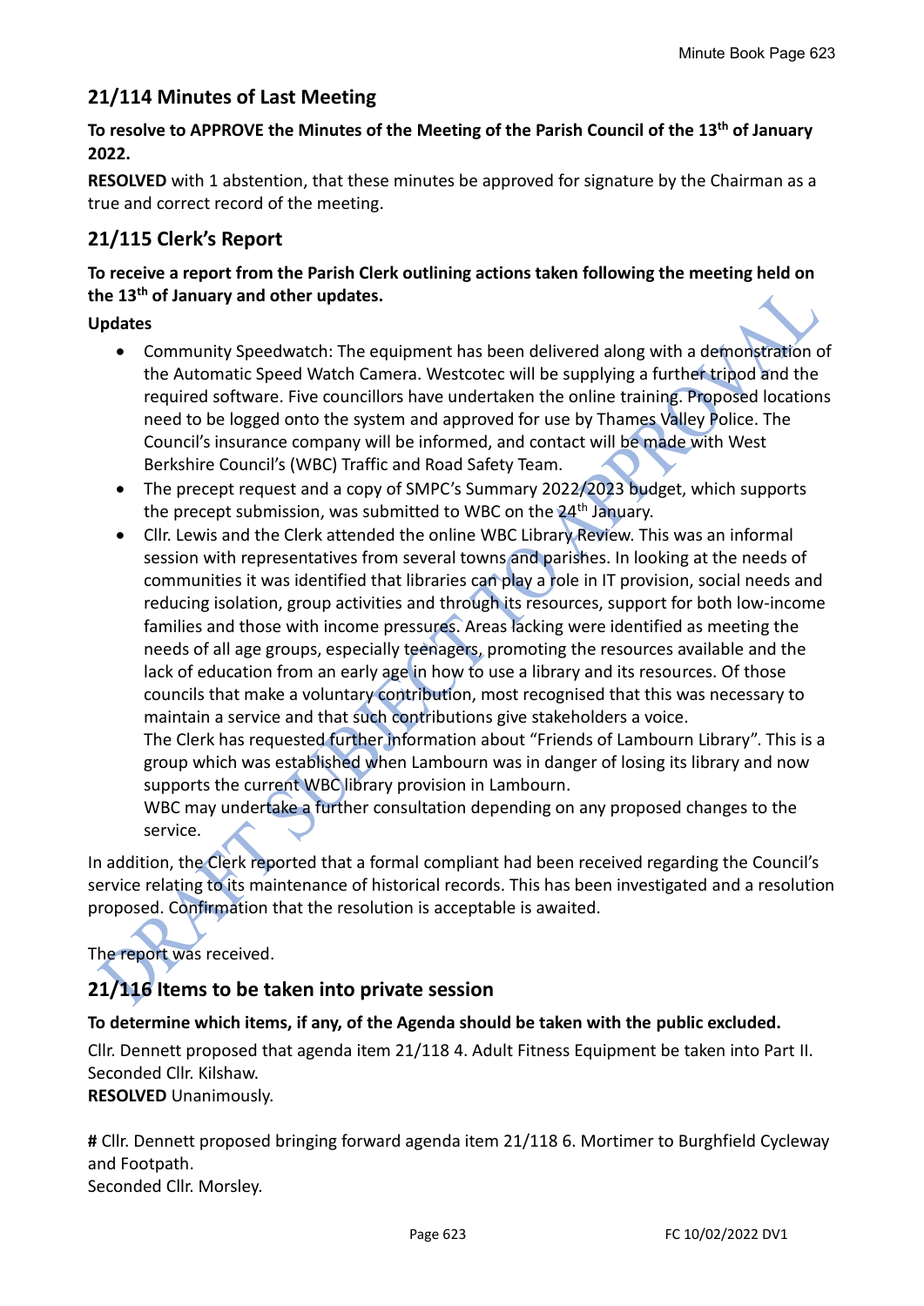## 21/114 Minutes of Last Meeting

**To resolve to APPROVE the Minutes of the Meeting of the Parish Council of the 13th of January 2022.**

**RESOLVED** with 1 abstention, that these minutes be approved for signature by the Chairman as a true and correct record of the meeting.

## 21/115 Clerk's Report

**To receive a report from the Parish Clerk outlining actions taken following the meeting held on the 13th of January and other updates.**

**Updates**

- Community Speedwatch: The equipment has been delivered along with a demonstration of the Automatic Speed Watch Camera. Westcotec will be supplying a further tripod and the required software. Five councillors have undertaken the online training. Proposed locations need to be logged onto the system and approved for use by Thames Valley Police. The Council's insurance company will be informed, and contact will be made with West Berkshire Council's (WBC) Traffic and Road Safety Team.
- The precept request and a copy of SMPC's Summary 2022/2023 budget, which supports the precept submission, was submitted to WBC on the 24th January.
- Cllr. Lewis and the Clerk attended the online WBC Library Review. This was an informal session with representatives from several towns and parishes. In looking at the needs of communities it was identified that libraries can play a role in IT provision, social needs and reducing isolation, group activities and through its resources, support for both low-income families and those with income pressures. Areas lacking were identified as meeting the needs of all age groups, especially teenagers, promoting the resources available and the lack of education from an early age in how to use a library and its resources. Of those councils that make a voluntary contribution, most recognised that this was necessary to maintain a service and that such contributions give stakeholders a voice.
  The Clerk has requested further information about "Friends of Lambourn Library". This is a group which was established when Lambourn was in danger of losing its library and now supports the current WBC library provision in Lambourn.
  WBC may undertake a further consultation depending on any proposed changes to the service.

In addition, the Clerk reported that a formal compliant had been received regarding the Council's service relating to its maintenance of historical records. This has been investigated and a resolution proposed. Confirmation that the resolution is acceptable is awaited.

The report was received.

## 21/116 Items to be taken into private session

**To determine which items, if any, of the Agenda should be taken with the public excluded.**

Cllr. Dennett proposed that agenda item 21/118 4. Adult Fitness Equipment be taken into Part II.
Seconded Cllr. Kilshaw.
**RESOLVED** Unanimously.

**#** Cllr. Dennett proposed bringing forward agenda item 21/118 6. Mortimer to Burghfield Cycleway and Footpath.
Seconded Cllr. Morsley.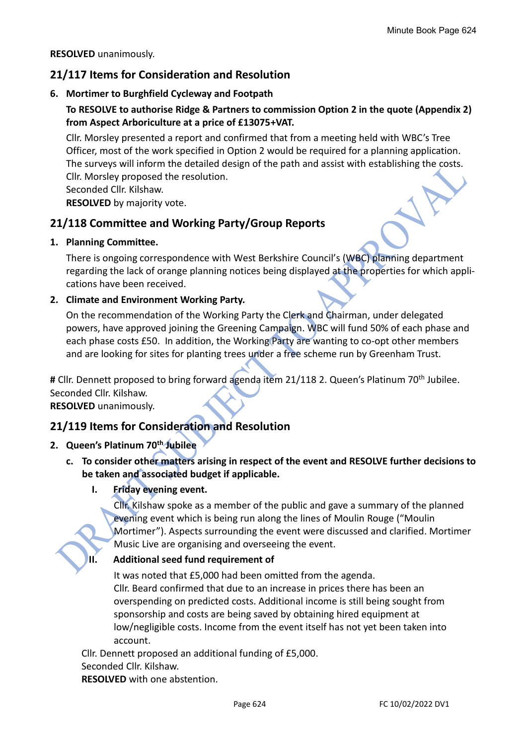**RESOLVED** unanimously.

## 21/117 Items for Consideration and Resolution

6. **Mortimer to Burghfield Cycleway and Footpath**

   **To RESOLVE to authorise Ridge & Partners to commission Option 2 in the quote (Appendix 2) from Aspect Arboriculture at a price of £13075+VAT.**

   Cllr. Morsley presented a report and confirmed that from a meeting held with WBC's Tree Officer, most of the work specified in Option 2 would be required for a planning application. The surveys will inform the detailed design of the path and assist with establishing the costs.
   Cllr. Morsley proposed the resolution.
   Seconded Cllr. Kilshaw.
   **RESOLVED** by majority vote.

## 21/118 Committee and Working Party/Group Reports

1. **Planning Committee.**

   There is ongoing correspondence with West Berkshire Council's (WBC) planning department regarding the lack of orange planning notices being displayed at the properties for which applications have been received.

2. **Climate and Environment Working Party.**

   On the recommendation of the Working Party the Clerk and Chairman, under delegated powers, have approved joining the Greening Campaign. WBC will fund 50% of each phase and each phase costs £50. In addition, the Working Party are wanting to co-opt other members and are looking for sites for planting trees under a free scheme run by Greenham Trust.

**#** Cllr. Dennett proposed to bring forward agenda item 21/118 2. Queen's Platinum 70th Jubilee.
Seconded Cllr. Kilshaw.
**RESOLVED** unanimously.

## 21/119 Items for Consideration and Resolution

2. **Queen's Platinum 70th Jubilee**

   c. **To consider other matters arising in respect of the event and RESOLVE further decisions to be taken and associated budget if applicable.**

      I. **Friday evening event.**

         Cllr. Kilshaw spoke as a member of the public and gave a summary of the planned evening event which is being run along the lines of Moulin Rouge ("Moulin Mortimer"). Aspects surrounding the event were discussed and clarified. Mortimer Music Live are organising and overseeing the event.

      II. **Additional seed fund requirement of**

         It was noted that £5,000 had been omitted from the agenda.
         Cllr. Beard confirmed that due to an increase in prices there has been an overspending on predicted costs. Additional income is still being sought from sponsorship and costs are being saved by obtaining hired equipment at low/negligible costs. Income from the event itself has not yet been taken into account.

   Cllr. Dennett proposed an additional funding of £5,000.
   Seconded Cllr. Kilshaw.
   **RESOLVED** with one abstention.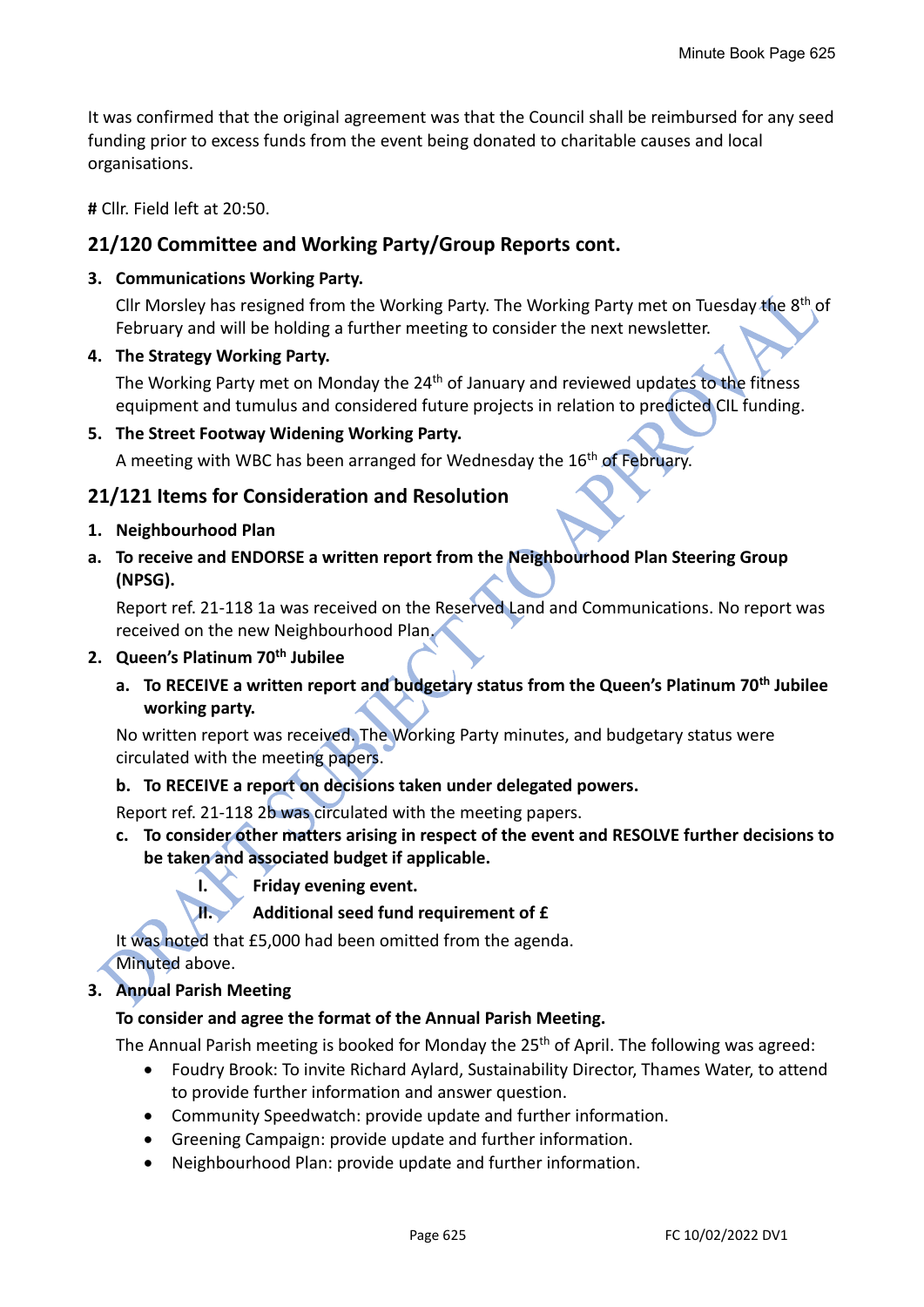It was confirmed that the original agreement was that the Council shall be reimbursed for any seed funding prior to excess funds from the event being donated to charitable causes and local organisations.

**#** Cllr. Field left at 20:50.

## 21/120 Committee and Working Party/Group Reports cont.

3. **Communications Working Party.**

   Cllr Morsley has resigned from the Working Party. The Working Party met on Tuesday the 8th of February and will be holding a further meeting to consider the next newsletter.

4. **The Strategy Working Party.**

   The Working Party met on Monday the 24th of January and reviewed updates to the fitness equipment and tumulus and considered future projects in relation to predicted CIL funding.

5. **The Street Footway Widening Working Party.**

   A meeting with WBC has been arranged for Wednesday the 16th of February.

## 21/121 Items for Consideration and Resolution

1. **Neighbourhood Plan**

a. **To receive and ENDORSE a written report from the Neighbourhood Plan Steering Group (NPSG).**

   Report ref. 21-118 1a was received on the Reserved Land and Communications. No report was received on the new Neighbourhood Plan.

2. **Queen's Platinum 70th Jubilee**

   a. **To RECEIVE a written report and budgetary status from the Queen's Platinum 70th Jubilee working party.**

   No written report was received. The Working Party minutes, and budgetary status were circulated with the meeting papers.

   b. **To RECEIVE a report on decisions taken under delegated powers.**

   Report ref. 21-118 2b was circulated with the meeting papers.

   c. **To consider other matters arising in respect of the event and RESOLVE further decisions to be taken and associated budget if applicable.**

      I. **Friday evening event.**

      II. **Additional seed fund requirement of £**

   It was noted that £5,000 had been omitted from the agenda.
   Minuted above.

3. **Annual Parish Meeting**

   **To consider and agree the format of the Annual Parish Meeting.**

   The Annual Parish meeting is booked for Monday the 25th of April. The following was agreed:

   - Foudry Brook: To invite Richard Aylard, Sustainability Director, Thames Water, to attend to provide further information and answer question.
   - Community Speedwatch: provide update and further information.
   - Greening Campaign: provide update and further information.
   - Neighbourhood Plan: provide update and further information.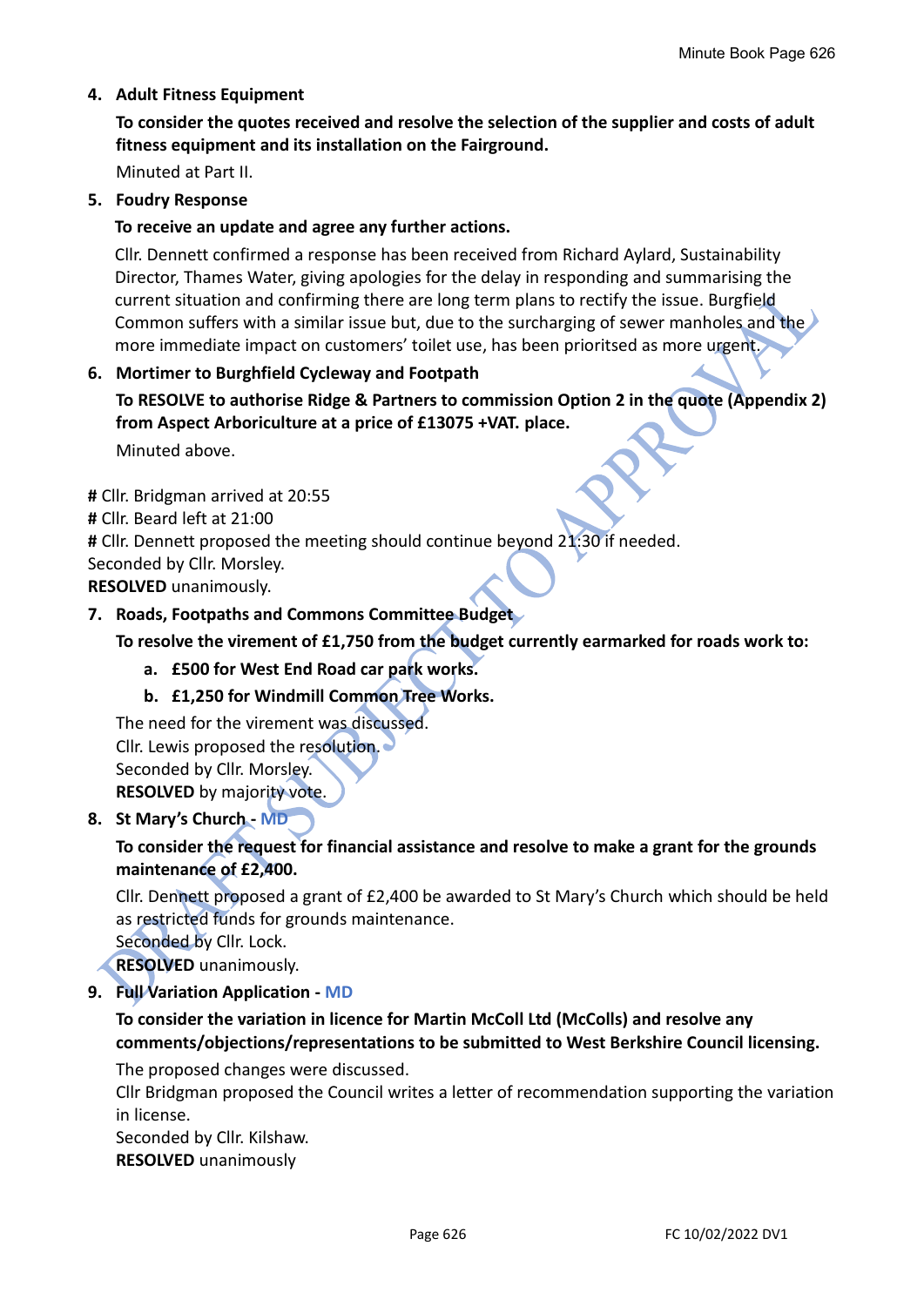4. **Adult Fitness Equipment**

   **To consider the quotes received and resolve the selection of the supplier and costs of adult fitness equipment and its installation on the Fairground.**

   Minuted at Part II.

5. **Foudry Response**

   **To receive an update and agree any further actions.**

   Cllr. Dennett confirmed a response has been received from Richard Aylard, Sustainability Director, Thames Water, giving apologies for the delay in responding and summarising the current situation and confirming there are long term plans to rectify the issue. Burghfield Common suffers with a similar issue but, due to the surcharging of sewer manholes and the more immediate impact on customers' toilet use, has been prioritsed as more urgent.

6. **Mortimer to Burghfield Cycleway and Footpath**

   **To RESOLVE to authorise Ridge & Partners to commission Option 2 in the quote (Appendix 2) from Aspect Arboriculture at a price of £13075 +VAT. place.**

   Minuted above.

**#** Cllr. Bridgman arrived at 20:55
**#** Cllr. Beard left at 21:00
**#** Cllr. Dennett proposed the meeting should continue beyond 21:30 if needed.
Seconded by Cllr. Morsley.
**RESOLVED** unanimously.

7. **Roads, Footpaths and Commons Committee Budget**

   **To resolve the virement of £1,750 from the budget currently earmarked for roads work to:**

   a. **£500 for West End Road car park works.**
   b. **£1,250 for Windmill Common Tree Works.**

   The need for the virement was discussed.
   Cllr. Lewis proposed the resolution.
   Seconded by Cllr. Morsley.
   **RESOLVED** by majority vote.

8. **St Mary's Church - MD**

   **To consider the request for financial assistance and resolve to make a grant for the grounds maintenance of £2,400.**

   Cllr. Dennett proposed a grant of £2,400 be awarded to St Mary's Church which should be held as restricted funds for grounds maintenance.
   Seconded by Cllr. Lock.
   **RESOLVED** unanimously.

9. **Full Variation Application - MD**

   **To consider the variation in licence for Martin McColl Ltd (McColls) and resolve any comments/objections/representations to be submitted to West Berkshire Council licensing.**

   The proposed changes were discussed.
   Cllr Bridgman proposed the Council writes a letter of recommendation supporting the variation in license.
   Seconded by Cllr. Kilshaw.
   **RESOLVED** unanimously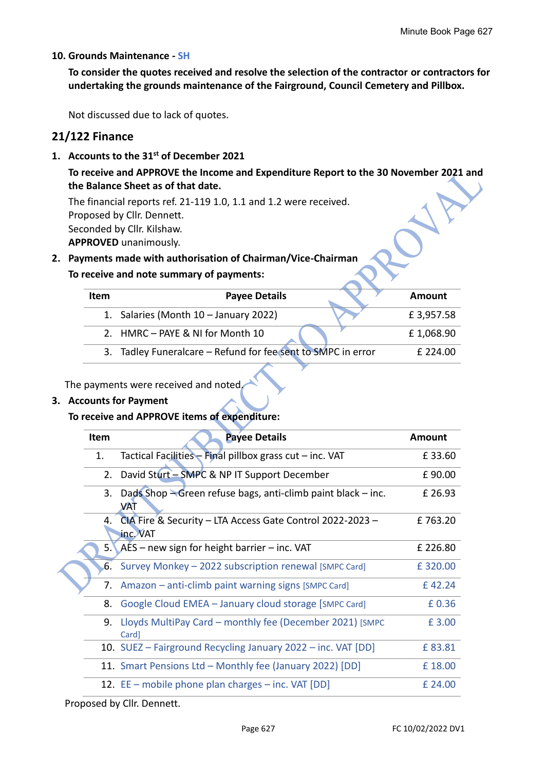**10. Grounds Maintenance - SH**

**To consider the quotes received and resolve the selection of the contractor or contractors for undertaking the grounds maintenance of the Fairground, Council Cemetery and Pillbox.**

Not discussed due to lack of quotes.

## 21/122 Finance

**1. Accounts to the 31st of December 2021**

**To receive and APPROVE the Income and Expenditure Report to the 30 November 2021 and the Balance Sheet as of that date.**

The financial reports ref. 21-119 1.0, 1.1 and 1.2 were received.
Proposed by Cllr. Dennett.
Seconded by Cllr. Kilshaw.
**APPROVED** unanimously.

**2. Payments made with authorisation of Chairman/Vice-Chairman**

**To receive and note summary of payments:**

| Item | Payee Details | Amount |
|---|---|---|
| 1. | Salaries (Month 10 – January 2022) | £ 3,957.58 |
| 2. | HMRC – PAYE & NI for Month 10 | £ 1,068.90 |
| 3. | Tadley Funeralcare – Refund for fee sent to SMPC in error | £ 224.00 |

The payments were received and noted.

**3. Accounts for Payment**

**To receive and APPROVE items of expenditure:**

| Item | Payee Details | Amount |
|---|---|---|
| 1. | Tactical Facilities – Final pillbox grass cut – inc. VAT | £ 33.60 |
| 2. | David Sturt – SMPC & NP IT Support December | £ 90.00 |
| 3. | Dads Shop – Green refuse bags, anti-climb paint black – inc. VAT | £ 26.93 |
| 4. | CIA Fire & Security – LTA Access Gate Control 2022-2023 – inc. VAT | £ 763.20 |
| 5. | AES – new sign for height barrier – inc. VAT | £ 226.80 |
| 6. | Survey Monkey – 2022 subscription renewal [SMPC Card] | £ 320.00 |
| 7. | Amazon – anti-climb paint warning signs [SMPC Card] | £ 42.24 |
| 8. | Google Cloud EMEA – January cloud storage [SMPC Card] | £ 0.36 |
| 9. | Lloyds MultiPay Card – monthly fee (December 2021) [SMPC Card] | £ 3.00 |
| 10. | SUEZ – Fairground Recycling January 2022 – inc. VAT [DD] | £ 83.81 |
| 11. | Smart Pensions Ltd – Monthly fee (January 2022) [DD] | £ 18.00 |
| 12. | EE – mobile phone plan charges – inc. VAT [DD] | £ 24.00 |

Proposed by Cllr. Dennett.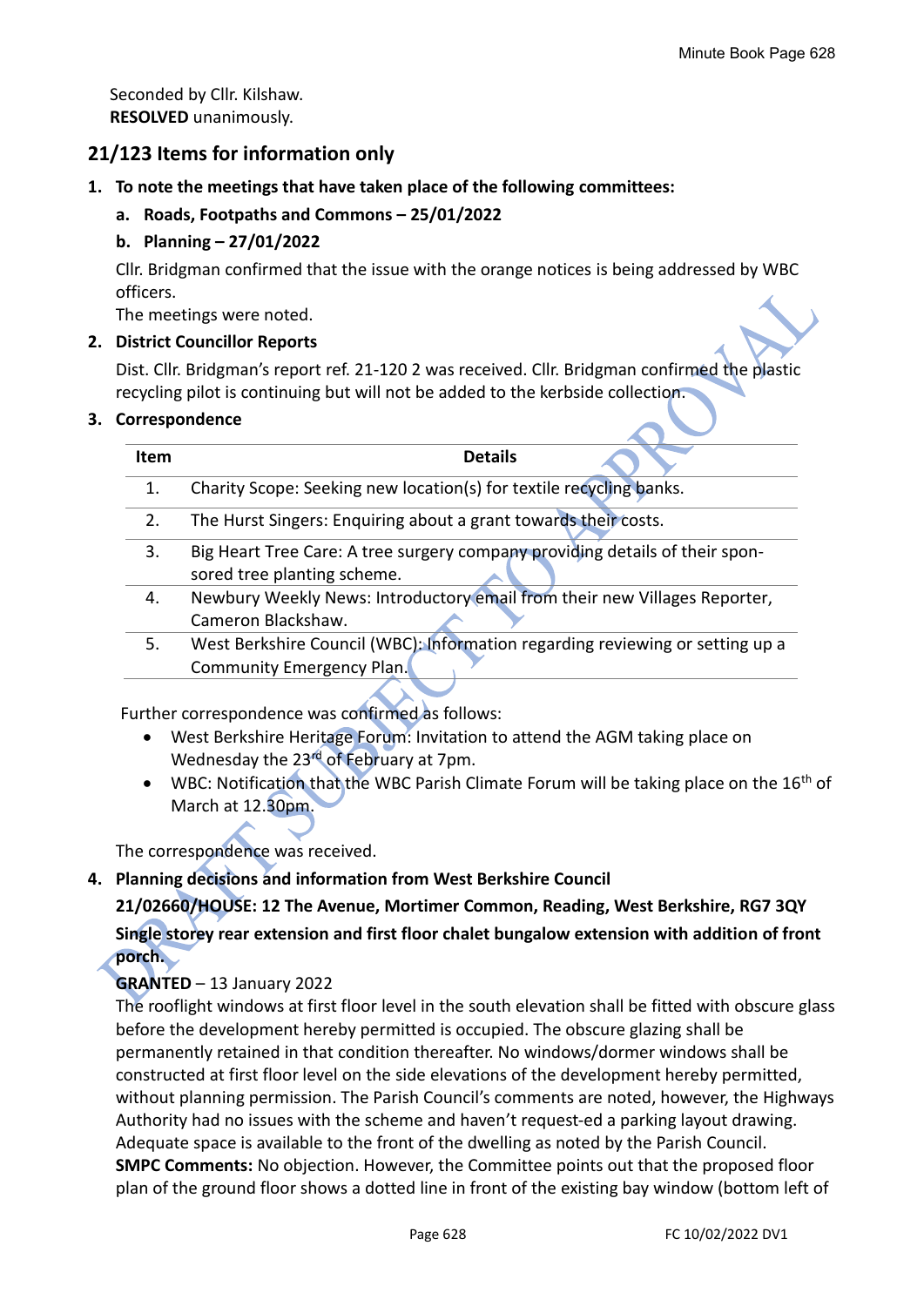Seconded by Cllr. Kilshaw.
**RESOLVED** unanimously.

## 21/123 Items for information only

1. **To note the meetings that have taken place of the following committees:**
   a. **Roads, Footpaths and Commons – 25/01/2022**
   b. **Planning – 27/01/2022**

   Cllr. Bridgman confirmed that the issue with the orange notices is being addressed by WBC officers.
   The meetings were noted.

2. **District Councillor Reports**

   Dist. Cllr. Bridgman's report ref. 21-120 2 was received. Cllr. Bridgman confirmed the plastic recycling pilot is continuing but will not be added to the kerbside collection.

3. **Correspondence**

| Item | Details |
|---|---|
| 1. | Charity Scope: Seeking new location(s) for textile recycling banks. |
| 2. | The Hurst Singers: Enquiring about a grant towards their costs. |
| 3. | Big Heart Tree Care: A tree surgery company providing details of their sponsored tree planting scheme. |
| 4. | Newbury Weekly News: Introductory email from their new Villages Reporter, Cameron Blackshaw. |
| 5. | West Berkshire Council (WBC): Information regarding reviewing or setting up a Community Emergency Plan. |

   Further correspondence was confirmed as follows:
   - West Berkshire Heritage Forum: Invitation to attend the AGM taking place on Wednesday the 23rd of February at 7pm.
   - WBC: Notification that the WBC Parish Climate Forum will be taking place on the 16th of March at 12.30pm.

   The correspondence was received.

4. **Planning decisions and information from West Berkshire Council**

   **21/02660/HOUSE: 12 The Avenue, Mortimer Common, Reading, West Berkshire, RG7 3QY**

   **Single storey rear extension and first floor chalet bungalow extension with addition of front porch.**

   **GRANTED** – 13 January 2022
   The rooflight windows at first floor level in the south elevation shall be fitted with obscure glass before the development hereby permitted is occupied. The obscure glazing shall be permanently retained in that condition thereafter. No windows/dormer windows shall be constructed at first floor level on the side elevations of the development hereby permitted, without planning permission. The Parish Council's comments are noted, however, the Highways Authority had no issues with the scheme and haven't request-ed a parking layout drawing. Adequate space is available to the front of the dwelling as noted by the Parish Council.
   **SMPC Comments:** No objection. However, the Committee points out that the proposed floor plan of the ground floor shows a dotted line in front of the existing bay window (bottom left of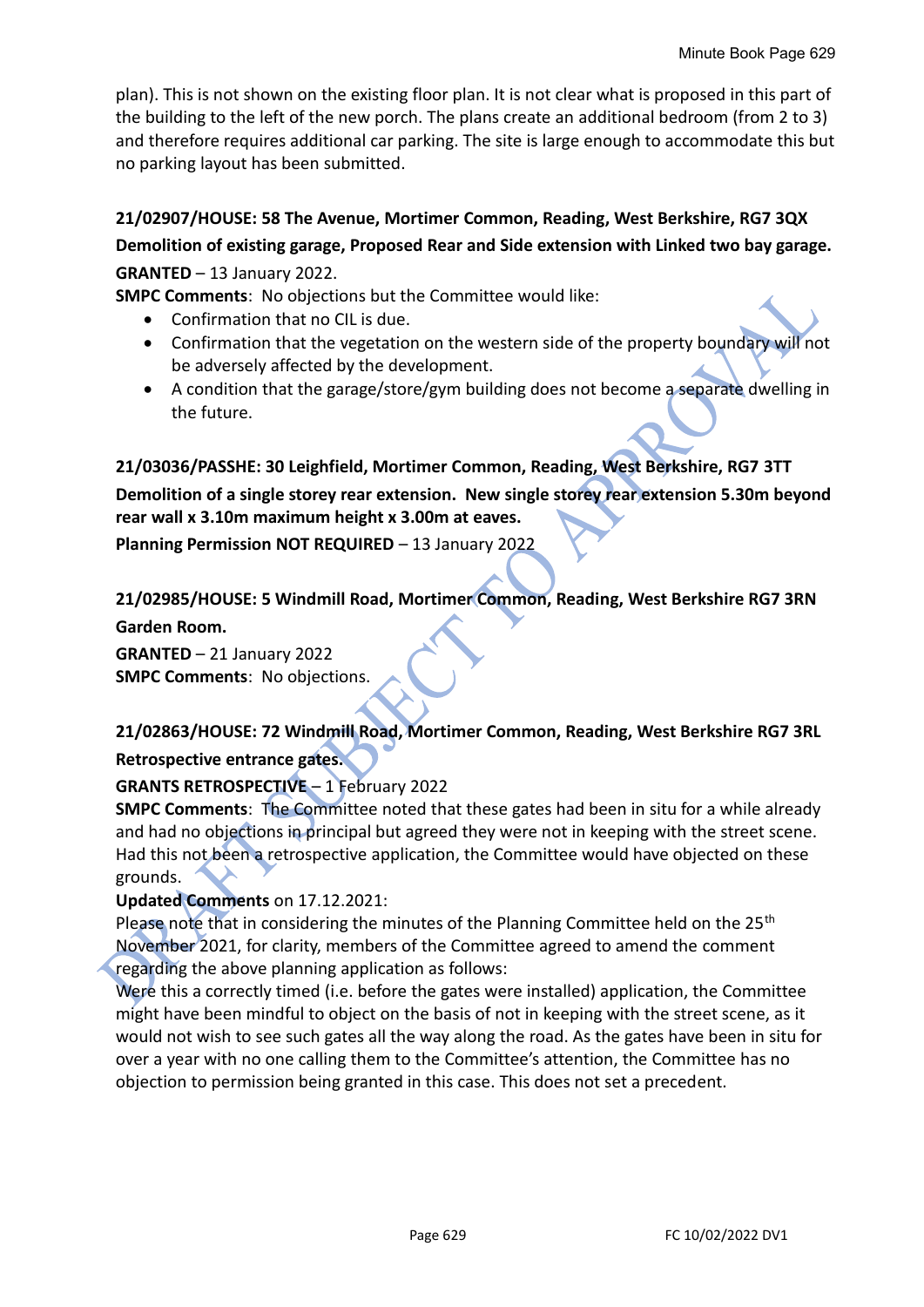plan). This is not shown on the existing floor plan. It is not clear what is proposed in this part of the building to the left of the new porch. The plans create an additional bedroom (from 2 to 3) and therefore requires additional car parking. The site is large enough to accommodate this but no parking layout has been submitted.

**21/02907/HOUSE: 58 The Avenue, Mortimer Common, Reading, West Berkshire, RG7 3QX**

**Demolition of existing garage, Proposed Rear and Side extension with Linked two bay garage.**

**GRANTED** – 13 January 2022.

**SMPC Comments**: No objections but the Committee would like:

- Confirmation that no CIL is due.
- Confirmation that the vegetation on the western side of the property boundary will not be adversely affected by the development.
- A condition that the garage/store/gym building does not become a separate dwelling in the future.

**21/03036/PASSHE: 30 Leighfield, Mortimer Common, Reading, West Berkshire, RG7 3TT**

**Demolition of a single storey rear extension. New single storey rear extension 5.30m beyond rear wall x 3.10m maximum height x 3.00m at eaves.**

**Planning Permission NOT REQUIRED** – 13 January 2022

**21/02985/HOUSE: 5 Windmill Road, Mortimer Common, Reading, West Berkshire RG7 3RN**

**Garden Room.**

**GRANTED** – 21 January 2022

**SMPC Comments**: No objections.

**21/02863/HOUSE: 72 Windmill Road, Mortimer Common, Reading, West Berkshire RG7 3RL**

**Retrospective entrance gates.**

**GRANTS RETROSPECTIVE** – 1 February 2022

**SMPC Comments**: The Committee noted that these gates had been in situ for a while already and had no objections in principal but agreed they were not in keeping with the street scene. Had this not been a retrospective application, the Committee would have objected on these grounds.

**Updated Comments** on 17.12.2021:

Please note that in considering the minutes of the Planning Committee held on the 25th November 2021, for clarity, members of the Committee agreed to amend the comment regarding the above planning application as follows:

Were this a correctly timed (i.e. before the gates were installed) application, the Committee might have been mindful to object on the basis of not in keeping with the street scene, as it would not wish to see such gates all the way along the road. As the gates have been in situ for over a year with no one calling them to the Committee's attention, the Committee has no objection to permission being granted in this case. This does not set a precedent.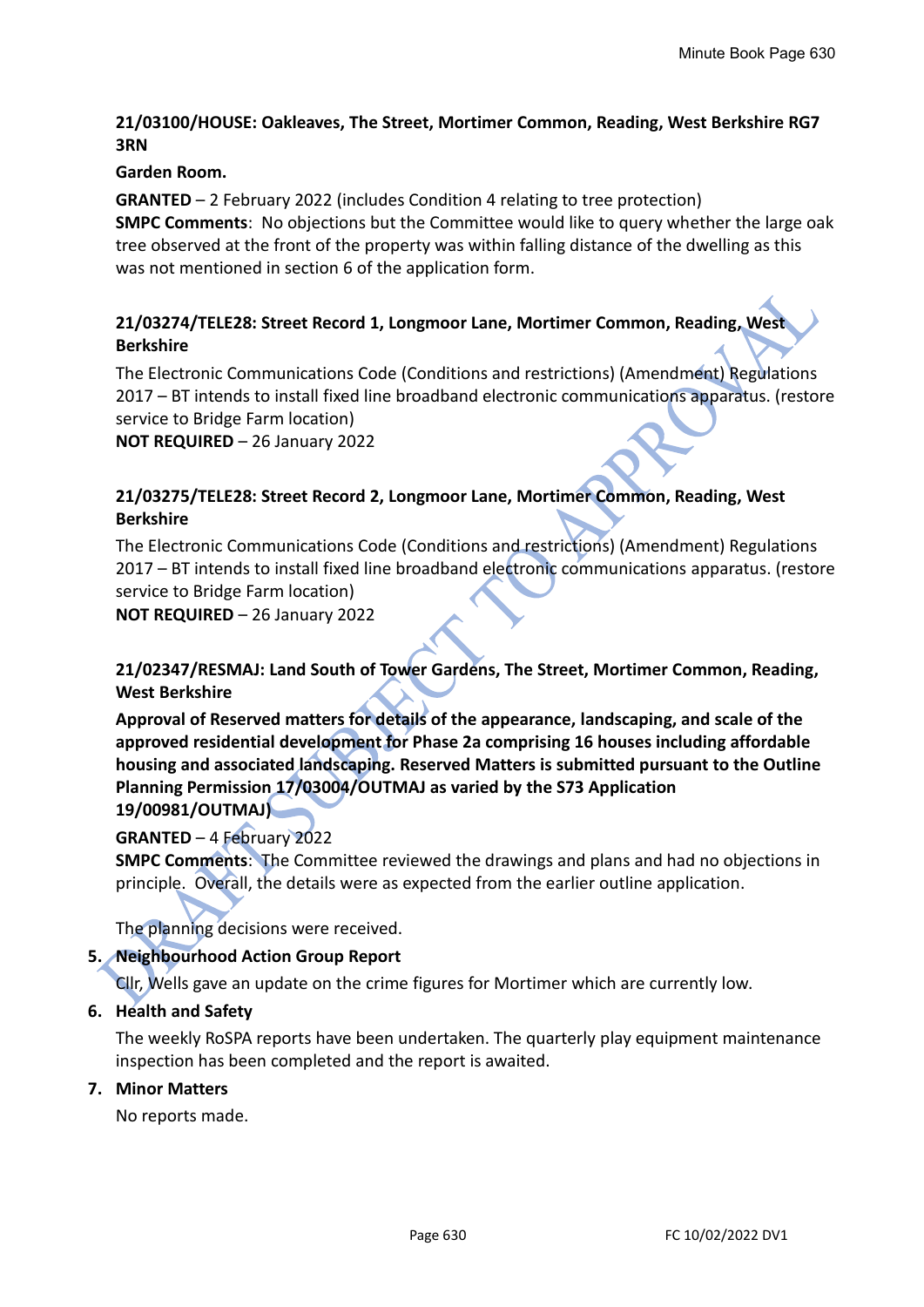**21/03100/HOUSE: Oakleaves, The Street, Mortimer Common, Reading, West Berkshire RG7 3RN**

**Garden Room.**

**GRANTED** – 2 February 2022 (includes Condition 4 relating to tree protection)
**SMPC Comments**: No objections but the Committee would like to query whether the large oak tree observed at the front of the property was within falling distance of the dwelling as this was not mentioned in section 6 of the application form.

**21/03274/TELE28: Street Record 1, Longmoor Lane, Mortimer Common, Reading, West Berkshire**

The Electronic Communications Code (Conditions and restrictions) (Amendment) Regulations 2017 – BT intends to install fixed line broadband electronic communications apparatus. (restore service to Bridge Farm location)
**NOT REQUIRED** – 26 January 2022

**21/03275/TELE28: Street Record 2, Longmoor Lane, Mortimer Common, Reading, West Berkshire**

The Electronic Communications Code (Conditions and restrictions) (Amendment) Regulations 2017 – BT intends to install fixed line broadband electronic communications apparatus. (restore service to Bridge Farm location)
**NOT REQUIRED** – 26 January 2022

**21/02347/RESMAJ: Land South of Tower Gardens, The Street, Mortimer Common, Reading, West Berkshire**

**Approval of Reserved matters for details of the appearance, landscaping, and scale of the approved residential development for Phase 2a comprising 16 houses including affordable housing and associated landscaping. Reserved Matters is submitted pursuant to the Outline Planning Permission 17/03004/OUTMAJ as varied by the S73 Application 19/00981/OUTMAJ)**

**GRANTED** – 4 February 2022
**SMPC Comments**: The Committee reviewed the drawings and plans and had no objections in principle. Overall, the details were as expected from the earlier outline application.

The planning decisions were received.

5. **Neighbourhood Action Group Report**

   Cllr, Wells gave an update on the crime figures for Mortimer which are currently low.

6. **Health and Safety**

   The weekly RoSPA reports have been undertaken. The quarterly play equipment maintenance inspection has been completed and the report is awaited.

7. **Minor Matters**

   No reports made.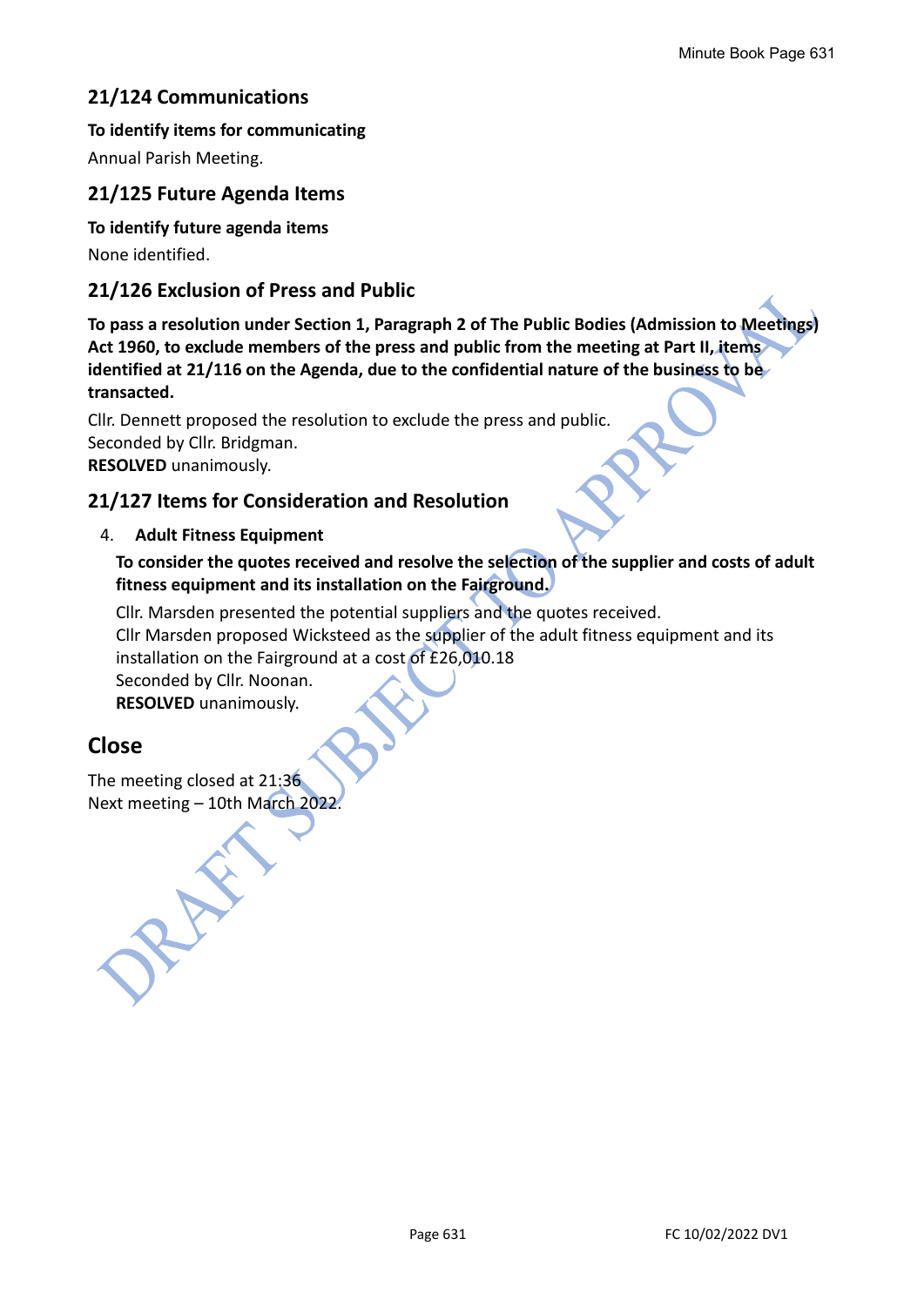## 21/124 Communications

**To identify items for communicating**

Annual Parish Meeting.

## 21/125 Future Agenda Items

**To identify future agenda items**

None identified.

## 21/126 Exclusion of Press and Public

**To pass a resolution under Section 1, Paragraph 2 of The Public Bodies (Admission to Meetings) Act 1960, to exclude members of the press and public from the meeting at Part II, items identified at 21/116 on the Agenda, due to the confidential nature of the business to be transacted.**

Cllr. Dennett proposed the resolution to exclude the press and public.
Seconded by Cllr. Bridgman.
**RESOLVED** unanimously.

## 21/127 Items for Consideration and Resolution

4. **Adult Fitness Equipment**

**To consider the quotes received and resolve the selection of the supplier and costs of adult fitness equipment and its installation on the Fairground.**

Cllr. Marsden presented the potential suppliers and the quotes received.
Cllr Marsden proposed Wicksteed as the supplier of the adult fitness equipment and its installation on the Fairground at a cost of £26,010.18
Seconded by Cllr. Noonan.
**RESOLVED** unanimously.

## Close

The meeting closed at 21:36
Next meeting – 10th March 2022.

DRAFT SUBJECT TO APPROVAL